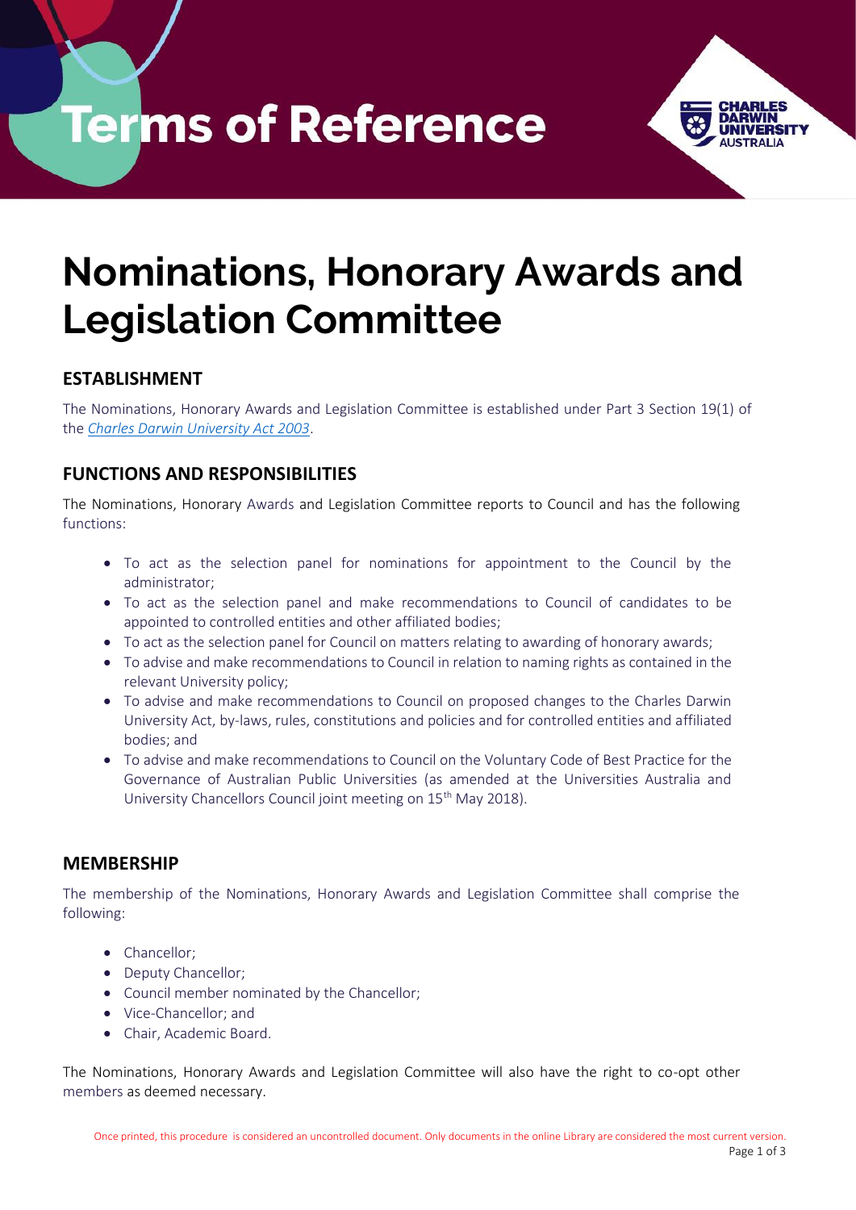# Terms of Reference

# Nominations, Honorary Awards and Legislation Committee

## ESTABLISHMENT

The Nominations, Honorary Awards and Legislation Committee is established under Part 3 Section 19(1) of the *Charles Darwin University Act 2003*.

## FUNCTIONS AND RESPONSIBILITIES

The Nominations, Honorary Awards and Legislation Committee reports to Council and has the following functions:

- To act as the selection panel for nominations for appointment to the Council by the administrator;
- To act as the selection panel and make recommendations to Council of candidates to be appointed to controlled entities and other affiliated bodies;
- To act as the selection panel for Council on matters relating to awarding of honorary awards;
- To advise and make recommendations to Council in relation to naming rights as contained in the relevant University policy;
- To advise and make recommendations to Council on proposed changes to the Charles Darwin University Act, by-laws, rules, constitutions and policies and for controlled entities and affiliated bodies; and
- To advise and make recommendations to Council on the Voluntary Code of Best Practice for the Governance of Australian Public Universities (as amended at the Universities Australia and University Chancellors Council joint meeting on 15th May 2018).

## MEMBERSHIP

The membership of the Nominations, Honorary Awards and Legislation Committee shall comprise the following:

- Chancellor;
- Deputy Chancellor;
- Council member nominated by the Chancellor;
- Vice-Chancellor; and
- Chair, Academic Board.

The Nominations, Honorary Awards and Legislation Committee will also have the right to co-opt other members as deemed necessary.

Once printed, this procedure is considered an uncontrolled document. Only documents in the online Library are considered the most current version.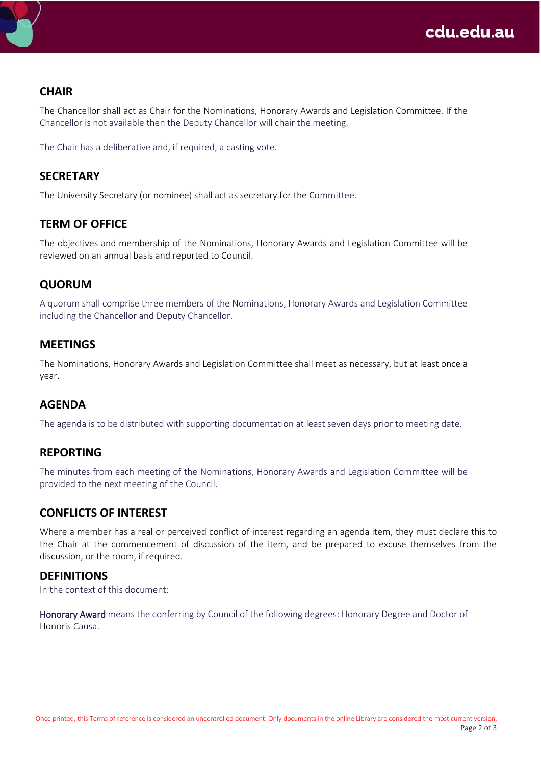## CHAIR

The Chancellor shall act as Chair for the Nominations, Honorary Awards and Legislation Committee. If the Chancellor is not available then the Deputy Chancellor will chair the meeting.

The Chair has a deliberative and, if required, a casting vote.

## SECRETARY

The University Secretary (or nominee) shall act as secretary for the Committee.

## TERM OF OFFICE

The objectives and membership of the Nominations, Honorary Awards and Legislation Committee will be reviewed on an annual basis and reported to Council.

## QUORUM

A quorum shall comprise three members of the Nominations, Honorary Awards and Legislation Committee including the Chancellor and Deputy Chancellor.

## MEETINGS

The Nominations, Honorary Awards and Legislation Committee shall meet as necessary, but at least once a year.

## AGENDA

The agenda is to be distributed with supporting documentation at least seven days prior to meeting date.

## REPORTING

The minutes from each meeting of the Nominations, Honorary Awards and Legislation Committee will be provided to the next meeting of the Council.

## CONFLICTS OF INTEREST

Where a member has a real or perceived conflict of interest regarding an agenda item, they must declare this to the Chair at the commencement of discussion of the item, and be prepared to excuse themselves from the discussion, or the room, if required.

## DEFINITIONS

In the context of this document:

Honorary Award means the conferring by Council of the following degrees: Honorary Degree and Doctor of Honoris Causa.

Once printed, this Terms of reference is considered an uncontrolled document. Only documents in the online Library are considered the most current version.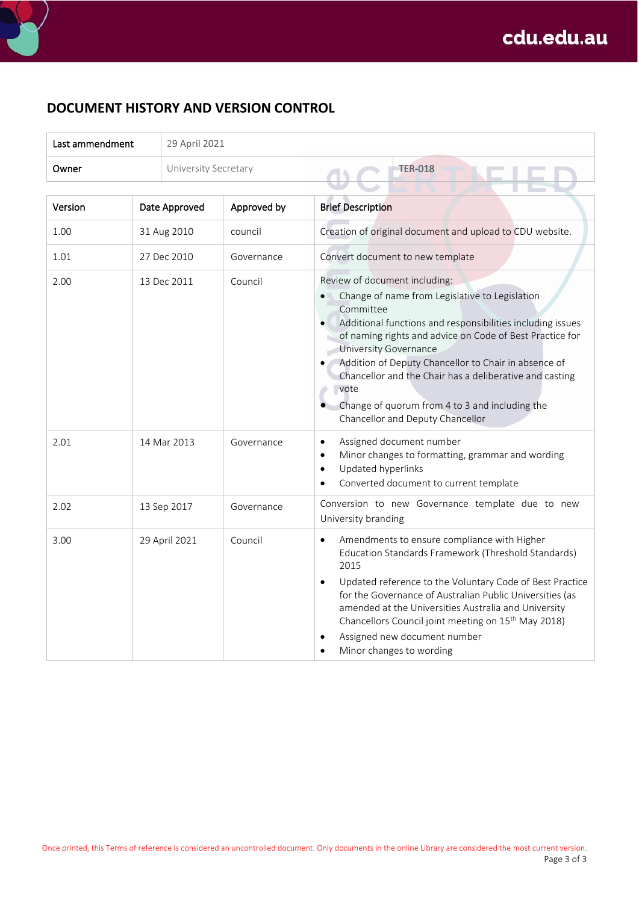## DOCUMENT HISTORY AND VERSION CONTROL

| | | |
|---|---|---|
| Last ammendment | 29 April 2021 | |
| Owner | University Secretary | TER-018 |

| Version | Date Approved | Approved by | Brief Description |
|---|---|---|---|
| 1.00 | 31 Aug 2010 | council | Creation of original document and upload to CDU website. |
| 1.01 | 27 Dec 2010 | Governance | Convert document to new template |
| 2.00 | 13 Dec 2011 | Council | Review of document including:<br>• Change of name from Legislative to Legislation Committee<br>• Additional functions and responsibilities including issues of naming rights and advice on Code of Best Practice for University Governance<br>• Addition of Deputy Chancellor to Chair in absence of Chancellor and the Chair has a deliberative and casting vote<br>• Change of quorum from 4 to 3 and including the Chancellor and Deputy Chancellor |
| 2.01 | 14 Mar 2013 | Governance | • Assigned document number<br>• Minor changes to formatting, grammar and wording<br>• Updated hyperlinks<br>• Converted document to current template |
| 2.02 | 13 Sep 2017 | Governance | Conversion to new Governance template due to new University branding |
| 3.00 | 29 April 2021 | Council | • Amendments to ensure compliance with Higher Education Standards Framework (Threshold Standards) 2015<br>• Updated reference to the Voluntary Code of Best Practice for the Governance of Australian Public Universities (as amended at the Universities Australia and University Chancellors Council joint meeting on 15th May 2018)<br>• Assigned new document number<br>• Minor changes to wording |

Once printed, this Terms of reference is considered an uncontrolled document. Only documents in the online Library are considered the most current version.